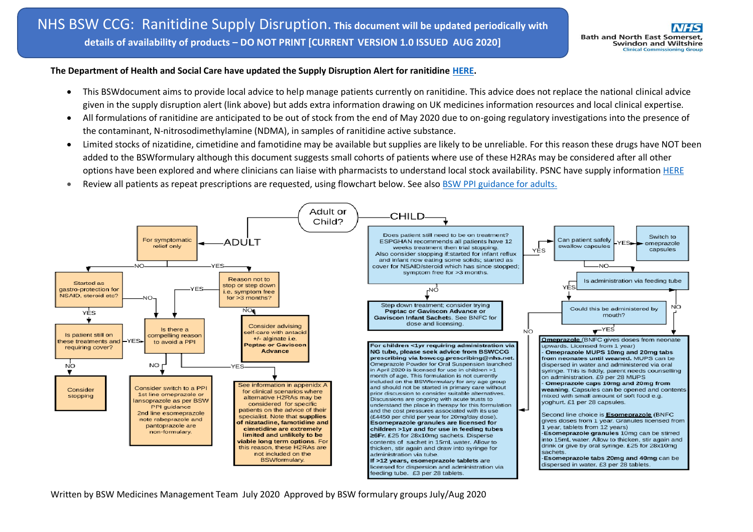# NHS BSW CCG: Ranitidine Supply Disruption. This document will be updated periodically with details of availability of products – DO NOT PRINT [CURRENT VERSION 1.0 ISSUED AUG 2020]

NHS Bath and North East Somerset, Swindon and Wiltshire Clinical Commissioning Group

**The Department of Health and Social Care have updated the Supply Disruption Alert for ranitidine HERE.**

- This BSWdocument aims to provide local advice to help manage patients currently on ranitidine. This advice does not replace the national clinical advice given in the supply disruption alert (link above) but adds extra information drawing on UK medicines information resources and local clinical expertise.
- All formulations of ranitidine are anticipated to be out of stock from the end of May 2020 due to on-going regulatory investigations into the presence of the contaminant, N-nitrosodimethylamine (NDMA), in samples of ranitidine active substance.
- Limited stocks of nizatidine, cimetidine and famotidine may be available but supplies are likely to be unreliable. For this reason these drugs have NOT been added to the BSWformulary although this document suggests small cohorts of patients where use of these H2RAs may be considered after all other options have been explored and where clinicians can liaise with pharmacists to understand local stock availability. PSNC have supply information HERE
- Review all patients as repeat prescriptions are requested, using flowchart below. See also BSW PPI guidance for adults.

**Adult or Child?**

**ADULT**

For symptomatic relief only?

- NO → Started as gastro-protection for NSAID, steroid etc?
  - YES → Is patient still on these treatments and requiring cover?
    - YES → Is there a compelling reason to avoid a PPI?
    - NO → Consider stopping
  - NO → Is there a compelling reason to avoid a PPI?
- YES → Reason not to stop or step down i.e. symptom free for >3 months?
  - YES → Is there a compelling reason to avoid a PPI?
  - NO → Consider advising self-care with antacid +/- alginate i.e. **Peptac or Gaviscon Advance**

Is there a compelling reason to avoid a PPI?

- NO → Consider switch to a PPI. 1st line omeprazole or lansoprazole as per BSW PPI guidance. 2nd line esomeprazole note rabeprazole and pantoprazole are non-formulary.
- YES → See information in appendix A for clinical scenarios where alternative H2RAs may be considered for specific patients on the advice of their specialist. Note that **supplies of nizatadine, famotidine and cimetidine are extremely limited and unlikely to be viable long term options**. For this reason, these H2RAs are not included on the BSWformulary.

**CHILD**

Does patient still need to be on treatment? ESPGHAN recommends all patients have 12 weeks treatment then trial stopping. Also consider stopping if:started for infant reflux and infant now eating some solids; started as cover for NSAID/steroid which has since stopped; symptom free for >3 months.

- NO → Step down treatment; consider trying **Peptac or Gaviscon Advance or Gaviscon Infant Sachets**. See BNFC for dose and licensing.
- YES → Can patient safely swallow capsules
  - YES → Switch to omeprazole capsules
  - NO → Is administration via feeding tube
    - YES → Could this be administered by mouth?
      - YES → see Omeprazole / Esomeprazole box below
      - NO → see feeding tube box below
    - NO → see Omeprazole / Esomeprazole box below

**For children <1yr requiring administration via NG tube, please seek advice from BSWCCG prescribing via bswccg.prescribing@nhs.net.** Omeprazole Powder for Oral Suspension launched in April 2020 is licensed for use in children >1 month of age. This formulation is not currently included on the BSWformulary for any age group and should not be started in primary care without prior discussion to consider suitable alternatives. Discussions are ongoing with acute trusts to understand the place in therapy for this formulation and the cost pressures associated with its use (£4450 per child per year for 20mg/day dose). **Esomeprazole granules are licensed for children >1yr and for use in feeding tubes ≥6Fr.** £25 for 28x10mg sachets. Disperse contents of sachet in 15mL water. Allow to thicken, stir again and draw into syringe for administration via tube. **If >12 years, esomeprazole tablets** are licensed for dispersion and administration via feeding tube. £3 per 28 tablets.

**Omeprazole** (BNFC gives doses from neonate upwards. Licensed from 1 year)
- **Omeprazole MUPS 10mg and 20mg tabs from neonates until weaned.** MUPS can be dispersed in water and administered via oral syringe. This is fiddly, parent needs counselling on administration. £9 per 28 MUPS
- **Omeprazole caps 10mg and 20mg from weaning.** Capsules can be opened and contents mixed with small amount of soft food e.g. yoghurt. £1 per 28 capsules.

Second line choice is **Esomeprazole** (BNFC gives doses from 1 year. Granules licensed from 1 year, tablets from 12 years)
- **Esomeprazole granules** 10mg can be stirred into 15mL water. Allow to thicken, stir again and drink or give by oral syringe. £25 for 28x10mg sachets.
- **Esomeprazole tabs 20mg and 40mg** can be dispersed in water. £3 per 28 tablets.

Written by BSW Medicines Management Team July 2020 Approved by BSW formulary groups July/Aug 2020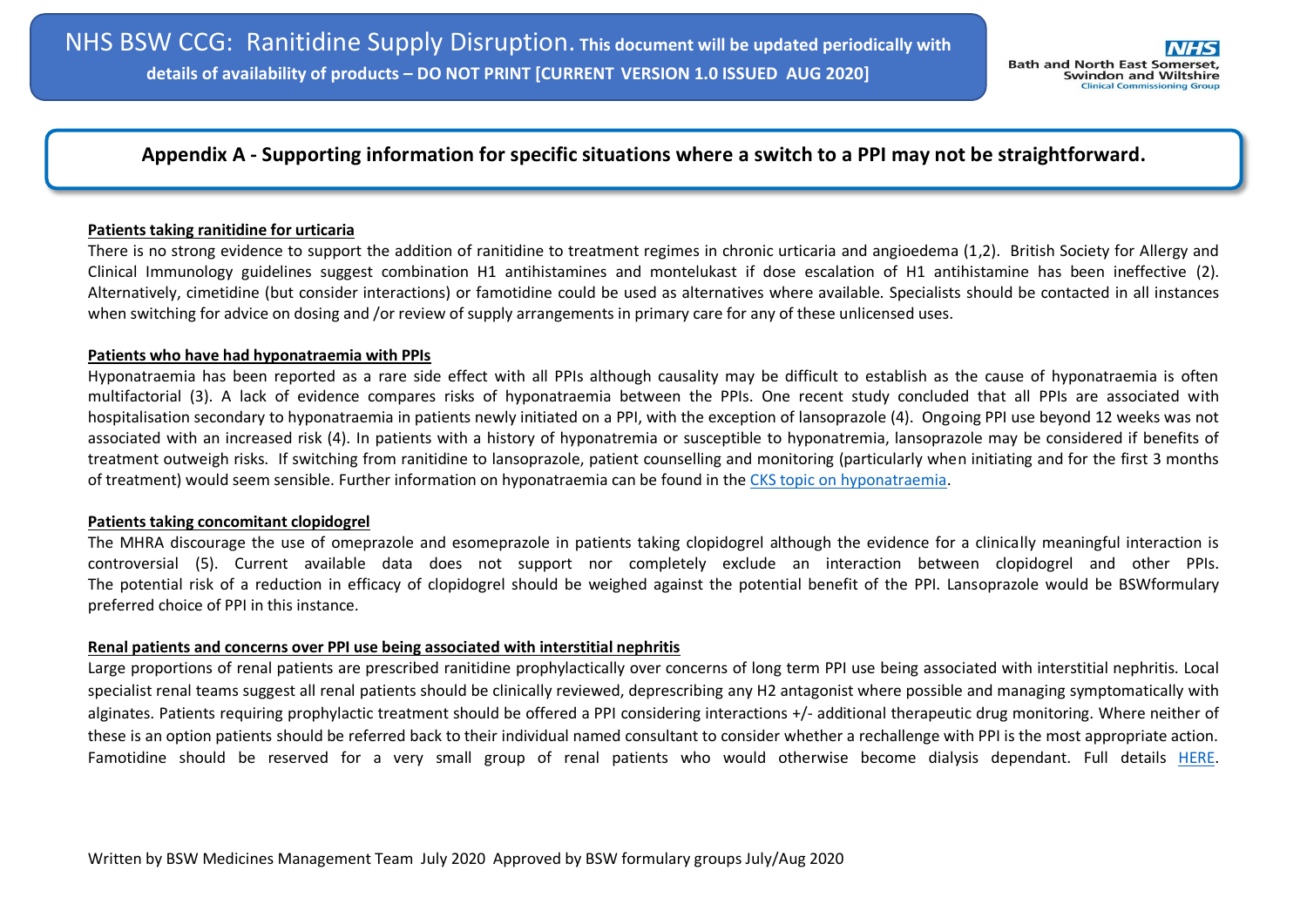# Appendix A - Supporting information for specific situations where a switch to a PPI may not be straightforward.

**Patients taking ranitidine for urticaria**

There is no strong evidence to support the addition of ranitidine to treatment regimes in chronic urticaria and angioedema (1,2). British Society for Allergy and Clinical Immunology guidelines suggest combination H1 antihistamines and montelukast if dose escalation of H1 antihistamine has been ineffective (2). Alternatively, cimetidine (but consider interactions) or famotidine could be used as alternatives where available. Specialists should be contacted in all instances when switching for advice on dosing and /or review of supply arrangements in primary care for any of these unlicensed uses.

**Patients who have had hyponatraemia with PPIs**

Hyponatraemia has been reported as a rare side effect with all PPIs although causality may be difficult to establish as the cause of hyponatraemia is often multifactorial (3). A lack of evidence compares risks of hyponatraemia between the PPIs. One recent study concluded that all PPIs are associated with hospitalisation secondary to hyponatraemia in patients newly initiated on a PPI, with the exception of lansoprazole (4). Ongoing PPI use beyond 12 weeks was not associated with an increased risk (4). In patients with a history of hyponatremia or susceptible to hyponatremia, lansoprazole may be considered if benefits of treatment outweigh risks. If switching from ranitidine to lansoprazole, patient counselling and monitoring (particularly when initiating and for the first 3 months of treatment) would seem sensible. Further information on hyponatraemia can be found in the CKS topic on hyponatraemia.

**Patients taking concomitant clopidogrel**

The MHRA discourage the use of omeprazole and esomeprazole in patients taking clopidogrel although the evidence for a clinically meaningful interaction is controversial (5). Current available data does not support nor completely exclude an interaction between clopidogrel and other PPIs. The potential risk of a reduction in efficacy of clopidogrel should be weighed against the potential benefit of the PPI. Lansoprazole would be BSWformulary preferred choice of PPI in this instance.

**Renal patients and concerns over PPI use being associated with interstitial nephritis**

Large proportions of renal patients are prescribed ranitidine prophylactically over concerns of long term PPI use being associated with interstitial nephritis. Local specialist renal teams suggest all renal patients should be clinically reviewed, deprescribing any H2 antagonist where possible and managing symptomatically with alginates. Patients requiring prophylactic treatment should be offered a PPI considering interactions +/- additional therapeutic drug monitoring. Where neither of these is an option patients should be referred back to their individual named consultant to consider whether a rechallenge with PPI is the most appropriate action. Famotidine should be reserved for a very small group of renal patients who would otherwise become dialysis dependant. Full details HERE.

Written by BSW Medicines Management Team July 2020 Approved by BSW formulary groups July/Aug 2020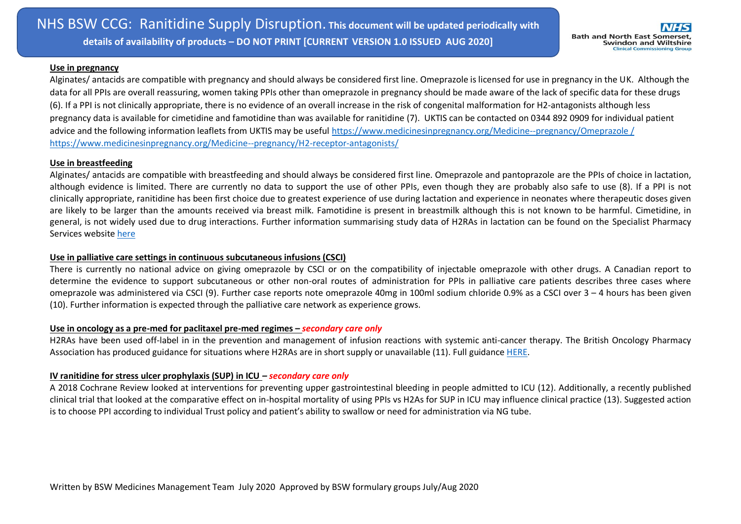## Use in pregnancy

Alginates/ antacids are compatible with pregnancy and should always be considered first line. Omeprazole is licensed for use in pregnancy in the UK. Although the data for all PPIs are overall reassuring, women taking PPIs other than omeprazole in pregnancy should be made aware of the lack of specific data for these drugs (6). If a PPI is not clinically appropriate, there is no evidence of an overall increase in the risk of congenital malformation for H2-antagonists although less pregnancy data is available for cimetidine and famotidine than was available for ranitidine (7). UKTIS can be contacted on 0344 892 0909 for individual patient advice and the following information leaflets from UKTIS may be useful https://www.medicinesinpregnancy.org/Medicine--pregnancy/Omeprazole / https://www.medicinesinpregnancy.org/Medicine--pregnancy/H2-receptor-antagonists/

## Use in breastfeeding

Alginates/ antacids are compatible with breastfeeding and should always be considered first line. Omeprazole and pantoprazole are the PPIs of choice in lactation, although evidence is limited. There are currently no data to support the use of other PPIs, even though they are probably also safe to use (8). If a PPI is not clinically appropriate, ranitidine has been first choice due to greatest experience of use during lactation and experience in neonates where therapeutic doses given are likely to be larger than the amounts received via breast milk. Famotidine is present in breastmilk although this is not known to be harmful. Cimetidine, in general, is not widely used due to drug interactions. Further information summarising study data of H2RAs in lactation can be found on the Specialist Pharmacy Services website here

## Use in palliative care settings in continuous subcutaneous infusions (CSCI)

There is currently no national advice on giving omeprazole by CSCI or on the compatibility of injectable omeprazole with other drugs. A Canadian report to determine the evidence to support subcutaneous or other non-oral routes of administration for PPIs in palliative care patients describes three cases where omeprazole was administered via CSCI (9). Further case reports note omeprazole 40mg in 100ml sodium chloride 0.9% as a CSCI over 3 – 4 hours has been given (10). Further information is expected through the palliative care network as experience grows.

## Use in oncology as a pre-med for paclitaxel pre-med regimes – *secondary care only*

H2RAs have been used off-label in in the prevention and management of infusion reactions with systemic anti-cancer therapy. The British Oncology Pharmacy Association has produced guidance for situations where H2RAs are in short supply or unavailable (11). Full guidance HERE.

## IV ranitidine for stress ulcer prophylaxis (SUP) in ICU – *secondary care only*

A 2018 Cochrane Review looked at interventions for preventing upper gastrointestinal bleeding in people admitted to ICU (12). Additionally, a recently published clinical trial that looked at the comparative effect on in-hospital mortality of using PPIs vs H2As for SUP in ICU may influence clinical practice (13). Suggested action is to choose PPI according to individual Trust policy and patient's ability to swallow or need for administration via NG tube.

Written by BSW Medicines Management Team July 2020 Approved by BSW formulary groups July/Aug 2020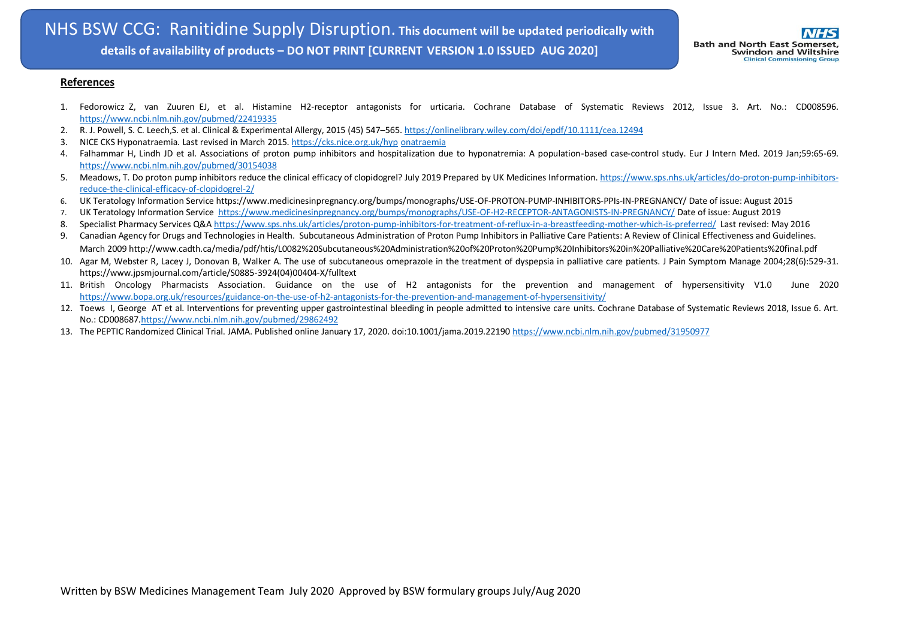## References

1. Fedorowicz Z, van Zuuren EJ, et al. Histamine H2-receptor antagonists for urticaria. Cochrane Database of Systematic Reviews 2012, Issue 3. Art. No.: CD008596. https://www.ncbi.nlm.nih.gov/pubmed/22419335
2. R. J. Powell, S. C. Leech,S. et al. Clinical & Experimental Allergy, 2015 (45) 547–565. https://onlinelibrary.wiley.com/doi/epdf/10.1111/cea.12494
3. NICE CKS Hyponatraemia. Last revised in March 2015. https://cks.nice.org.uk/hyp onatraemia
4. Falhammar H, Lindh JD et al. Associations of proton pump inhibitors and hospitalization due to hyponatremia: A population-based case-control study. Eur J Intern Med. 2019 Jan;59:65-69. https://www.ncbi.nlm.nih.gov/pubmed/30154038
5. Meadows, T. Do proton pump inhibitors reduce the clinical efficacy of clopidogrel? July 2019 Prepared by UK Medicines Information. https://www.sps.nhs.uk/articles/do-proton-pump-inhibitors-reduce-the-clinical-efficacy-of-clopidogrel-2/
6. UK Teratology Information Service https://www.medicinesinpregnancy.org/bumps/monographs/USE-OF-PROTON-PUMP-INHIBITORS-PPIs-IN-PREGNANCY/ Date of issue: August 2015
7. UK Teratology Information Service https://www.medicinesinpregnancy.org/bumps/monographs/USE-OF-H2-RECEPTOR-ANTAGONISTS-IN-PREGNANCY/ Date of issue: August 2019
8. Specialist Pharmacy Services Q&A https://www.sps.nhs.uk/articles/proton-pump-inhibitors-for-treatment-of-reflux-in-a-breastfeeding-mother-which-is-preferred/ Last revised: May 2016
9. Canadian Agency for Drugs and Technologies in Health. Subcutaneous Administration of Proton Pump Inhibitors in Palliative Care Patients: A Review of Clinical Effectiveness and Guidelines. March 2009 http://www.cadth.ca/media/pdf/htis/L0082%20Subcutaneous%20Administration%20of%20Proton%20Pump%20Inhibitors%20in%20Palliative%20Care%20Patients%20final.pdf
10. Agar M, Webster R, Lacey J, Donovan B, Walker A. The use of subcutaneous omeprazole in the treatment of dyspepsia in palliative care patients. J Pain Symptom Manage 2004;28(6):529-31. https://www.jpsmjournal.com/article/S0885-3924(04)00404-X/fulltext
11. British Oncology Pharmacists Association. Guidance on the use of H2 antagonists for the prevention and management of hypersensitivity V1.0 June 2020 https://www.bopa.org.uk/resources/guidance-on-the-use-of-h2-antagonists-for-the-prevention-and-management-of-hypersensitivity/
12. Toews I, George AT et al. Interventions for preventing upper gastrointestinal bleeding in people admitted to intensive care units. Cochrane Database of Systematic Reviews 2018, Issue 6. Art. No.: CD008687.https://www.ncbi.nlm.nih.gov/pubmed/29862492
13. The PEPTIC Randomized Clinical Trial. JAMA. Published online January 17, 2020. doi:10.1001/jama.2019.22190 https://www.ncbi.nlm.nih.gov/pubmed/31950977

Written by BSW Medicines Management Team July 2020 Approved by BSW formulary groups July/Aug 2020